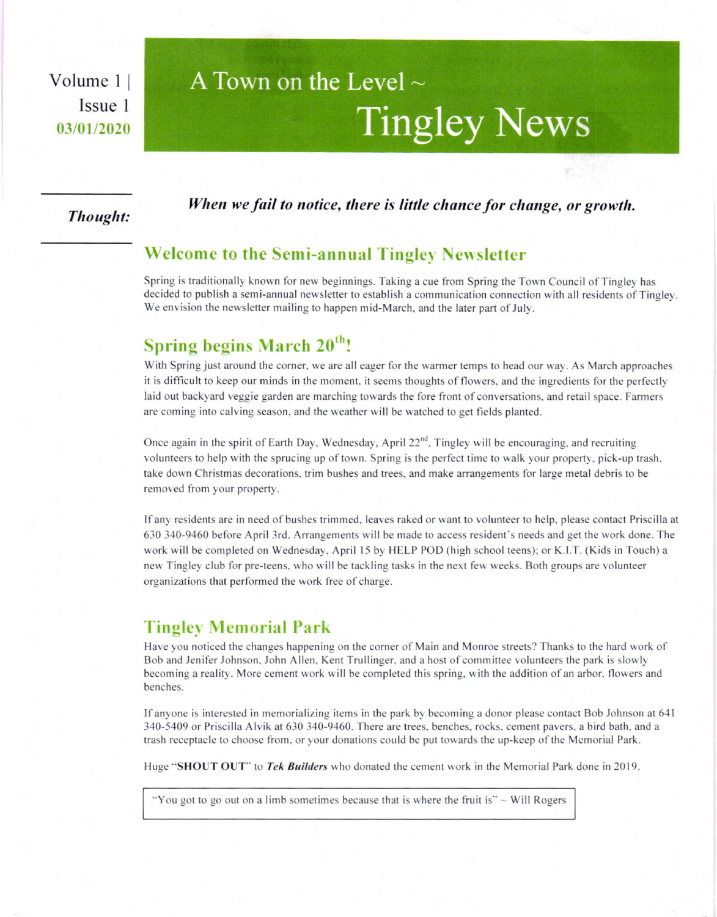Volume 1 | Issue 1
**03/01/2020**

# A Town on the Level ~ Tingley News

***Thought:*** ***When we fail to notice, there is little chance for change, or growth.***

## Welcome to the Semi-annual Tingley Newsletter

Spring is traditionally known for new beginnings. Taking a cue from Spring the Town Council of Tingley has decided to publish a semi-annual newsletter to establish a communication connection with all residents of Tingley. We envision the newsletter mailing to happen mid-March, and the later part of July.

## Spring begins March 20th!

With Spring just around the corner, we are all eager for the warmer temps to head our way. As March approaches it is difficult to keep our minds in the moment, it seems thoughts of flowers, and the ingredients for the perfectly laid out backyard veggie garden are marching towards the fore front of conversations, and retail space. Farmers are coming into calving season, and the weather will be watched to get fields planted.

Once again in the spirit of Earth Day, Wednesday, April 22nd, Tingley will be encouraging, and recruiting volunteers to help with the sprucing up of town. Spring is the perfect time to walk your property, pick-up trash, take down Christmas decorations, trim bushes and trees, and make arrangements for large metal debris to be removed from your property.

If any residents are in need of bushes trimmed, leaves raked or want to volunteer to help, please contact Priscilla at 630 340-9460 before April 3rd. Arrangements will be made to access resident's needs and get the work done. The work will be completed on Wednesday, April 15 by HELP POD (high school teens); or K.I.T. (Kids in Touch) a new Tingley club for pre-teens, who will be tackling tasks in the next few weeks. Both groups are volunteer organizations that performed the work free of charge.

## Tingley Memorial Park

Have you noticed the changes happening on the corner of Main and Monroe streets? Thanks to the hard work of Bob and Jenifer Johnson, John Allen, Kent Trullinger, and a host of committee volunteers the park is slowly becoming a reality. More cement work will be completed this spring, with the addition of an arbor, flowers and benches.

If anyone is interested in memorializing items in the park by becoming a donor please contact Bob Johnson at 641 340-5409 or Priscilla Alvik at 630 340-9460. There are trees, benches, rocks, cement pavers, a bird bath, and a trash receptacle to choose from, or your donations could be put towards the up-keep of the Memorial Park.

Huge "**SHOUT OUT**" to ***Tek Builders*** who donated the cement work in the Memorial Park done in 2019.

> "You got to go out on a limb sometimes because that is where the fruit is" ~ Will Rogers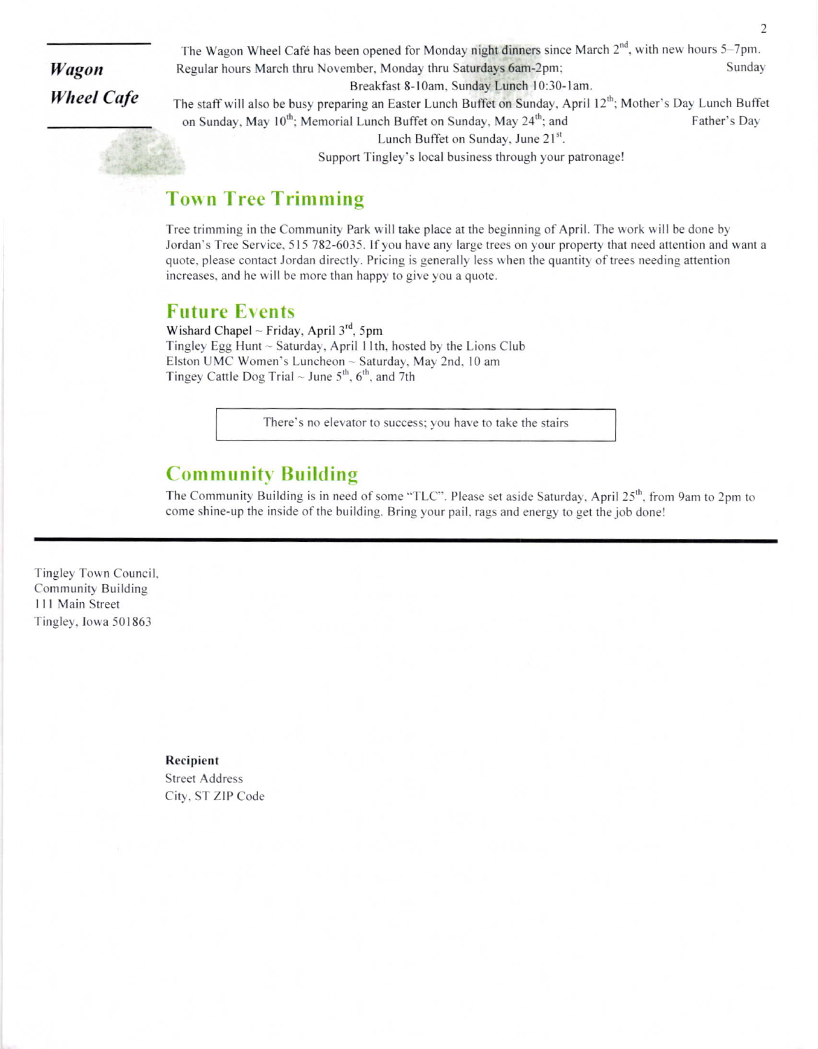## *Wagon Wheel Cafe*

The Wagon Wheel Café has been opened for Monday night dinners since March 2nd, with new hours 5–7pm. Regular hours March thru November, Monday thru Saturdays 6am-2pm; Sunday Breakfast 8-10am, Sunday Lunch 10:30-1am.

The staff will also be busy preparing an Easter Lunch Buffet on Sunday, April 12th; Mother's Day Lunch Buffet on Sunday, May 10th; Memorial Lunch Buffet on Sunday, May 24th; and Father's Day Lunch Buffet on Sunday, June 21st.

Support Tingley's local business through your patronage!

## Town Tree Trimming

Tree trimming in the Community Park will take place at the beginning of April. The work will be done by Jordan's Tree Service, 515 782-6035. If you have any large trees on your property that need attention and want a quote, please contact Jordan directly. Pricing is generally less when the quantity of trees needing attention increases, and he will be more than happy to give you a quote.

## Future Events

Wishard Chapel ~ Friday, April 3rd, 5pm
Tingley Egg Hunt ~ Saturday, April 11th, hosted by the Lions Club
Elston UMC Women's Luncheon ~ Saturday, May 2nd, 10 am
Tingey Cattle Dog Trial ~ June 5th, 6th, and 7th

> There's no elevator to success; you have to take the stairs

## Community Building

The Community Building is in need of some "TLC". Please set aside Saturday, April 25th, from 9am to 2pm to come shine-up the inside of the building. Bring your pail, rags and energy to get the job done!

---

Tingley Town Council,
Community Building
111 Main Street
Tingley, Iowa 501863

**Recipient**
Street Address
City, ST ZIP Code